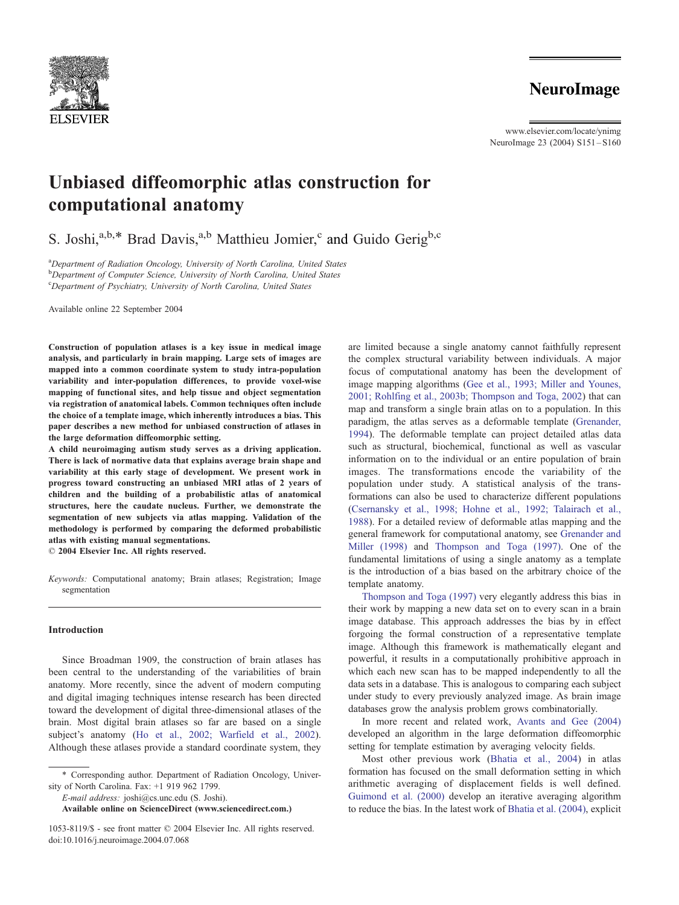# Unbiased diffeomorphic atlas construction for computational anatomy

S. Joshi,[a,b,*] Brad Davis,[a,b] Matthieu Jomier,[c] and Guido Gerig[b,c]

[a]*Department of Radiation Oncology, University of North Carolina, United States*
[b]*Department of Computer Science, University of North Carolina, United States*
[c]*Department of Psychiatry, University of North Carolina, United States*

Available online 22 September 2004

**Construction of population atlases is a key issue in medical image analysis, and particularly in brain mapping. Large sets of images are mapped into a common coordinate system to study intra-population variability and inter-population differences, to provide voxel-wise mapping of functional sites, and help tissue and object segmentation via registration of anatomical labels. Common techniques often include the choice of a template image, which inherently introduces a bias. This paper describes a new method for unbiased construction of atlases in the large deformation diffeomorphic setting.**

**A child neuroimaging autism study serves as a driving application. There is lack of normative data that explains average brain shape and variability at this early stage of development. We present work in progress toward constructing an unbiased MRI atlas of 2 years of children and the building of a probabilistic atlas of anatomical structures, here the caudate nucleus. Further, we demonstrate the segmentation of new subjects via atlas mapping. Validation of the methodology is performed by comparing the deformed probabilistic atlas with existing manual segmentations.**

**© 2004 Elsevier Inc. All rights reserved.**

*Keywords:* Computational anatomy; Brain atlases; Registration; Image segmentation

## Introduction

Since Broadman 1909, the construction of brain atlases has been central to the understanding of the variabilities of brain anatomy. More recently, since the advent of modern computing and digital imaging techniques intense research has been directed toward the development of digital three-dimensional atlases of the brain. Most digital brain atlases so far are based on a single subject's anatomy (Ho et al., 2002; Warfield et al., 2002). Although these atlases provide a standard coordinate system, they are limited because a single anatomy cannot faithfully represent the complex structural variability between individuals. A major focus of computational anatomy has been the development of image mapping algorithms (Gee et al., 1993; Miller and Younes, 2001; Rohlfing et al., 2003b; Thompson and Toga, 2002) that can map and transform a single brain atlas on to a population. In this paradigm, the atlas serves as a deformable template (Grenander, 1994). The deformable template can project detailed atlas data such as structural, biochemical, functional as well as vascular information on to the individual or an entire population of brain images. The transformations encode the variability of the population under study. A statistical analysis of the transformations can also be used to characterize different populations (Csernansky et al., 1998; Hohne et al., 1992; Talairach et al., 1988). For a detailed review of deformable atlas mapping and the general framework for computational anatomy, see Grenander and Miller (1998) and Thompson and Toga (1997). One of the fundamental limitations of using a single anatomy as a template is the introduction of a bias based on the arbitrary choice of the template anatomy.

Thompson and Toga (1997) very elegantly address this bias in their work by mapping a new data set on to every scan in a brain image database. This approach addresses the bias by in effect forgoing the formal construction of a representative template image. Although this framework is mathematically elegant and powerful, it results in a computationally prohibitive approach in which each new scan has to be mapped independently to all the data sets in a database. This is analogous to comparing each subject under study to every previously analyzed image. As brain image databases grow the analysis problem grows combinatorially.

In more recent and related work, Avants and Gee (2004) developed an algorithm in the large deformation diffeomorphic setting for template estimation by averaging velocity fields.

Most other previous work (Bhatia et al., 2004) in atlas formation has focused on the small deformation setting in which arithmetic averaging of displacement fields is well defined. Guimond et al. (2000) develop an iterative averaging algorithm to reduce the bias. In the latest work of Bhatia et al. (2004), explicit

\* Corresponding author. Department of Radiation Oncology, University of North Carolina. Fax: +1 919 962 1799.

*E-mail address:* joshi@cs.unc.edu (S. Joshi).

**Available online on ScienceDirect (www.sciencedirect.com.)**

1053-8119/$ - see front matter © 2004 Elsevier Inc. All rights reserved.
doi:10.1016/j.neuroimage.2004.07.068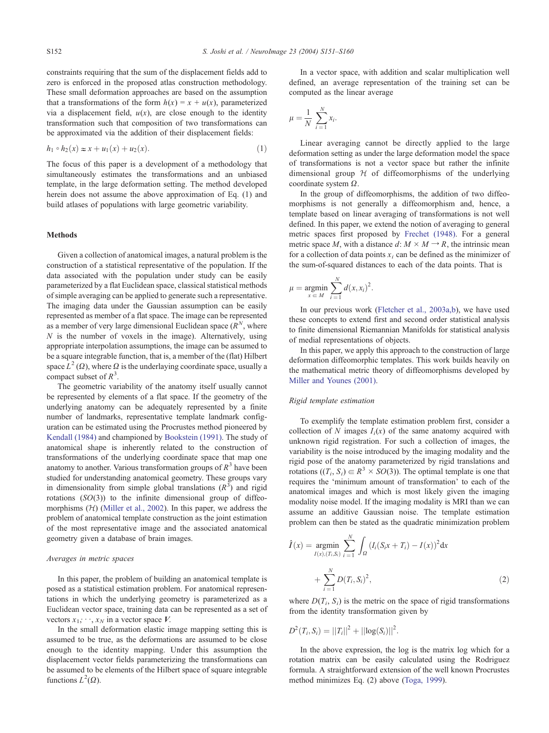constraints requiring that the sum of the displacement fields add to zero is enforced in the proposed atlas construction methodology. These small deformation approaches are based on the assumption that a transformations of the form $h(x) = x + u(x)$, parameterized via a displacement field, $u(x)$, are close enough to the identity transformation such that composition of two transformations can be approximated via the addition of their displacement fields:

$$h_1 \circ h_2(x) \approx x + u_1(x) + u_2(x). \tag{1}$$

The focus of this paper is a development of a methodology that simultaneously estimates the transformations and an unbiased template, in the large deformation setting. The method developed herein does not assume the above approximation of Eq. (1) and build atlases of populations with large geometric variability.

## Methods

Given a collection of anatomical images, a natural problem is the construction of a statistical representative of the population. If the data associated with the population under study can be easily parameterized by a flat Euclidean space, classical statistical methods of simple averaging can be applied to generate such a representative. The imaging data under the Gaussian assumption can be easily represented as member of a flat space. The image can be represented as a member of very large dimensional Euclidean space ($R^N$, where $N$ is the number of voxels in the image). Alternatively, using appropriate interpolation assumptions, the image can be assumed to be a square integrable function, that is, a member of the (flat) Hilbert space $L^2(\Omega)$, where $\Omega$ is the underlaying coordinate space, usually a compact subset of $R^3$.

The geometric variability of the anatomy itself usually cannot be represented by elements of a flat space. If the geometry of the underlying anatomy can be adequately represented by a finite number of landmarks, representative template landmark configuration can be estimated using the Procrustes method pioneered by Kendall (1984) and championed by Bookstein (1991). The study of anatomical shape is inherently related to the construction of transformations of the underlying coordinate space that map one anatomy to another. Various transformation groups of $R^3$ have been studied for understanding anatomical geometry. These groups vary in dimensionality from simple global translations ($R^3$) and rigid rotations ($SO(3)$) to the infinite dimensional group of diffeomorphisms ($\mathcal{H}$) (Miller et al., 2002). In this paper, we address the problem of anatomical template construction as the joint estimation of the most representative image and the associated anatomical geometry given a database of brain images.

### *Averages in metric spaces*

In this paper, the problem of building an anatomical template is posed as a statistical estimation problem. For anatomical representations in which the underlying geometry is parameterized as a Euclidean vector space, training data can be represented as a set of vectors $x_1, \cdots, x_N$ in a vector space $\boldsymbol{V}$.

In the small deformation elastic image mapping setting this is assumed to be true, as the deformations are assumed to be close enough to the identity mapping. Under this assumption the displacement vector fields parameterizing the transformations can be assumed to be elements of the Hilbert space of square integrable functions $L^2(\Omega)$.

In a vector space, with addition and scalar multiplication well defined, an average representation of the training set can be computed as the linear average

$$\mu = \frac{1}{N}\sum_{i=1}^{N} x_i.$$

Linear averaging cannot be directly applied to the large deformation setting as under the large deformation model the space of transformations is not a vector space but rather the infinite dimensional group $\mathcal{H}$ of diffeomorphisms of the underlying coordinate system $\Omega$.

In the group of diffeomorphisms, the addition of two diffeomorphisms is not generally a diffeomorphism and, hence, a template based on linear averaging of transformations is not well defined. In this paper, we extend the notion of averaging to general metric spaces first proposed by Frechet (1948). For a general metric space $M$, with a distance $d$: $M \times M \rightarrow R$, the intrinsic mean for a collection of data points $x_i$ can be defined as the minimizer of the sum-of-squared distances to each of the data points. That is

$$\mu = \underset{x \in M}{\operatorname{argmin}} \sum_{i=1}^{N} d(x, x_i)^2.$$

In our previous work (Fletcher et al., 2003a,b), we have used these concepts to extend first and second order statistical analysis to finite dimensional Riemannian Manifolds for statistical analysis of medial representations of objects.

In this paper, we apply this approach to the construction of large deformation diffeomorphic templates. This work builds heavily on the mathematical metric theory of diffeomorphisms developed by Miller and Younes (2001).

### *Rigid template estimation*

To exemplify the template estimation problem first, consider a collection of $N$ images $I_i(x)$ of the same anatomy acquired with unknown rigid registration. For such a collection of images, the variability is the noise introduced by the imaging modality and the rigid pose of the anatomy parameterized by rigid translations and rotations ($(T_i, S_i) \in R^3 \times SO(3)$). The optimal template is one that requires the 'minimum amount of transformation' to each of the anatomical images and which is most likely given the imaging modality noise model. If the imaging modality is MRI than we can assume an additive Gaussian noise. The template estimation problem can then be stated as the quadratic minimization problem

$$\hat{I}(x) = \underset{I(x),(T_i,S_i)}{\operatorname{argmin}} \sum_{i=1}^{N} \int_{\Omega} (I_i(S_i x + T_i) - I(x))^2 \mathrm{d}x + \sum_{i=1}^{N} D(T_i, S_i)^2, \tag{2}$$

where $D(T_i, S_i)$ is the metric on the space of rigid transformations from the identity transformation given by

$$D^2(T_i, S_i) = ||T_i||^2 + ||\log(S_i)||^2.$$

In the above expression, the log is the matrix log which for a rotation matrix can be easily calculated using the Rodriguez formula. A straightforward extension of the well known Procrustes method minimizes Eq. (2) above (Toga, 1999).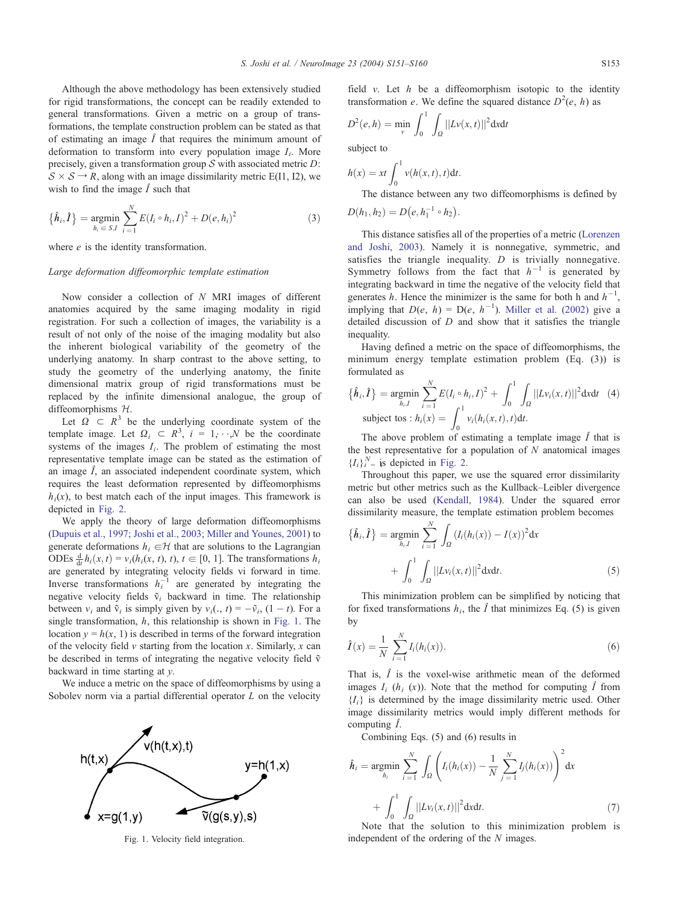Although the above methodology has been extensively studied for rigid transformations, the concept can be readily extended to general transformations. Given a metric on a group of transformations, the template construction problem can be stated as that of estimating an image $\hat{I}$ that requires the minimum amount of deformation to transform into every population image $I_i$. More precisely, given a transformation group $\mathcal{S}$ with associated metric $D$: $\mathcal{S} \times \mathcal{S} \rightarrow R$, along with an image dissimilarity metric E(I1, I2), we wish to find the image $\hat{I}$ such that

$$\left\{\hat{h}_i, \hat{I}\right\} = \underset{h_i \in S, I}{\operatorname{argmin}} \sum_{i=1}^{N} E(I_i \circ h_i, I)^2 + D(e, h_i)^2 \tag{3}$$

where $e$ is the identity transformation.

### *Large deformation diffeomorphic template estimation*

Now consider a collection of $N$ MRI images of different anatomies acquired by the same imaging modality in rigid registration. For such a collection of images, the variability is a result of not only of the noise of the imaging modality but also the inherent biological variability of the geometry of the underlying anatomy. In sharp contrast to the above setting, to study the geometry of the underlying anatomy, the finite dimensional matrix group of rigid transformations must be replaced by the infinite dimensional analogue, the group of diffeomorphisms $\mathcal{H}$.

Let $\Omega \subset R^3$ be the underlying coordinate system of the template image. Let $\Omega_i \subset R^3$, $i = 1, \cdots, N$ be the coordinate systems of the images $I_i$. The problem of estimating the most representative template image can be stated as the estimation of an image $\hat{I}$, an associated independent coordinate system, which requires the least deformation represented by diffeomorphisms $h_i(x)$, to best match each of the input images. This framework is depicted in Fig. 2.

We apply the theory of large deformation diffeomorphisms (Dupuis et al., 1997; Joshi et al., 2003; Miller and Younes, 2001) to generate deformations $h_i \in \mathcal{H}$ that are solutions to the Lagrangian ODEs $\frac{d}{dt} h_i(x, t) = v_i(h_i(x, t), t)$, $t \in [0, 1]$. The transformations $h_i$ are generated by integrating velocity fields vi forward in time. Inverse transformations $h_i^{-1}$ are generated by integrating the negative velocity fields $\tilde{v}_i$ backward in time. The relationship between $v_i$ and $\tilde{v}_i$ is simply given by $v_i(., t) = -\tilde{v}_i, (1 - t)$. For a single transformation, $h$, this relationship is shown in Fig. 1. The location $y = h(x, 1)$ is described in terms of the forward integration of the velocity field $v$ starting from the location $x$. Similarly, $x$ can be described in terms of integrating the negative velocity field $\tilde{v}$ backward in time starting at $y$.

We induce a metric on the space of diffeomorphisms by using a Sobolev norm via a partial differential operator $L$ on the velocity field $v$. Let $h$ be a diffeomorphism isotopic to the identity transformation $e$. We define the squared distance $D^2(e, h)$ as

$$D^2(e, h) = \min_{v} \int_0^1 \int_\Omega ||Lv(x, t)||^2 \mathrm{d}x \mathrm{d}t$$

subject to

$$h(x) = xt \int_0^1 v(h(x, t), t) \mathrm{d}t.$$

Fig. 1. Velocity field integration.

The distance between any two diffeomorphisms is defined by $D(h_1, h_2) = D\left(e, h_1^{-1} \circ h_2\right)$.

This distance satisfies all of the properties of a metric (Lorenzen and Joshi, 2003). Namely it is nonnegative, symmetric, and satisfies the triangle inequality. $D$ is trivially nonnegative. Symmetry follows from the fact that $h^{-1}$ is generated by integrating backward in time the negative of the velocity field that generates $h$. Hence the minimizer is the same for both h and $h^{-1}$, implying that $D(e, h) = D(e, h^{-1})$. Miller et al. (2002) give a detailed discussion of $D$ and show that it satisfies the triangle inequality.

Having defined a metric on the space of diffeomorphisms, the minimum energy template estimation problem (Eq. (3)) is formulated as

$$\left\{\hat{h}_i, \hat{I}\right\} = \underset{h_i, I}{\operatorname{argmin}} \sum_{i=1}^{N} E(I_i \circ h_i, I)^2 + \int_0^1 \int_\Omega ||Lv_i(x, t)||^2 \mathrm{d}x \mathrm{d}t \tag{4}$$

$$\text{subject tos : } h_i(x) = \int_0^1 v_i(h_i(x, t), t) \mathrm{d}t.$$

The above problem of estimating a template image $\hat{I}$ that is the best representative for a population of $N$ anatomical images $\{I_i\}_{i=}^{N}$ is depicted in Fig. 2.

Throughout this paper, we use the squared error dissimilarity metric but other metrics such as the Kullback–Leibler divergence can also be used (Kendall, 1984). Under the squared error dissimilarity measure, the template estimation problem becomes

$$\left\{\hat{h}_i, \hat{I}\right\} = \underset{h_i, I}{\operatorname{argmin}} \sum_{i=1}^{N} \int_\Omega (I_i(h_i(x)) - I(x))^2 \mathrm{d}x + \int_0^1 \int_\Omega ||Lv_i(x, t)||^2 \mathrm{d}x \mathrm{d}t. \tag{5}$$

This minimization problem can be simplified by noticing that for fixed transformations $h_i$, the $\hat{I}$ that minimizes Eq. (5) is given by

$$\hat{I}(x) = \frac{1}{N} \sum_{i=1}^{N} I_i(h_i(x)). \tag{6}$$

That is, $\hat{I}$ is the voxel-wise arithmetic mean of the deformed images $I_i$ ($h_i$ $(x)$). Note that the method for computing $\hat{I}$ from $\{I_i\}$ is determined by the image dissimilarity metric used. Other image dissimilarity metrics would imply different methods for computing $\hat{I}$.

Combining Eqs. (5) and (6) results in

$$\hat{h}_i = \underset{h_i}{\operatorname{argmin}} \sum_{i=1}^{N} \int_\Omega \left( I_i(h_i(x)) - \frac{1}{N} \sum_{j=1}^{N} I_j(h_i(x)) \right)^2 \mathrm{d}x + \int_0^1 \int_\Omega ||Lv_i(x, t)||^2 \mathrm{d}x \mathrm{d}t. \tag{7}$$

Note that the solution to this minimization problem is independent of the ordering of the $N$ images.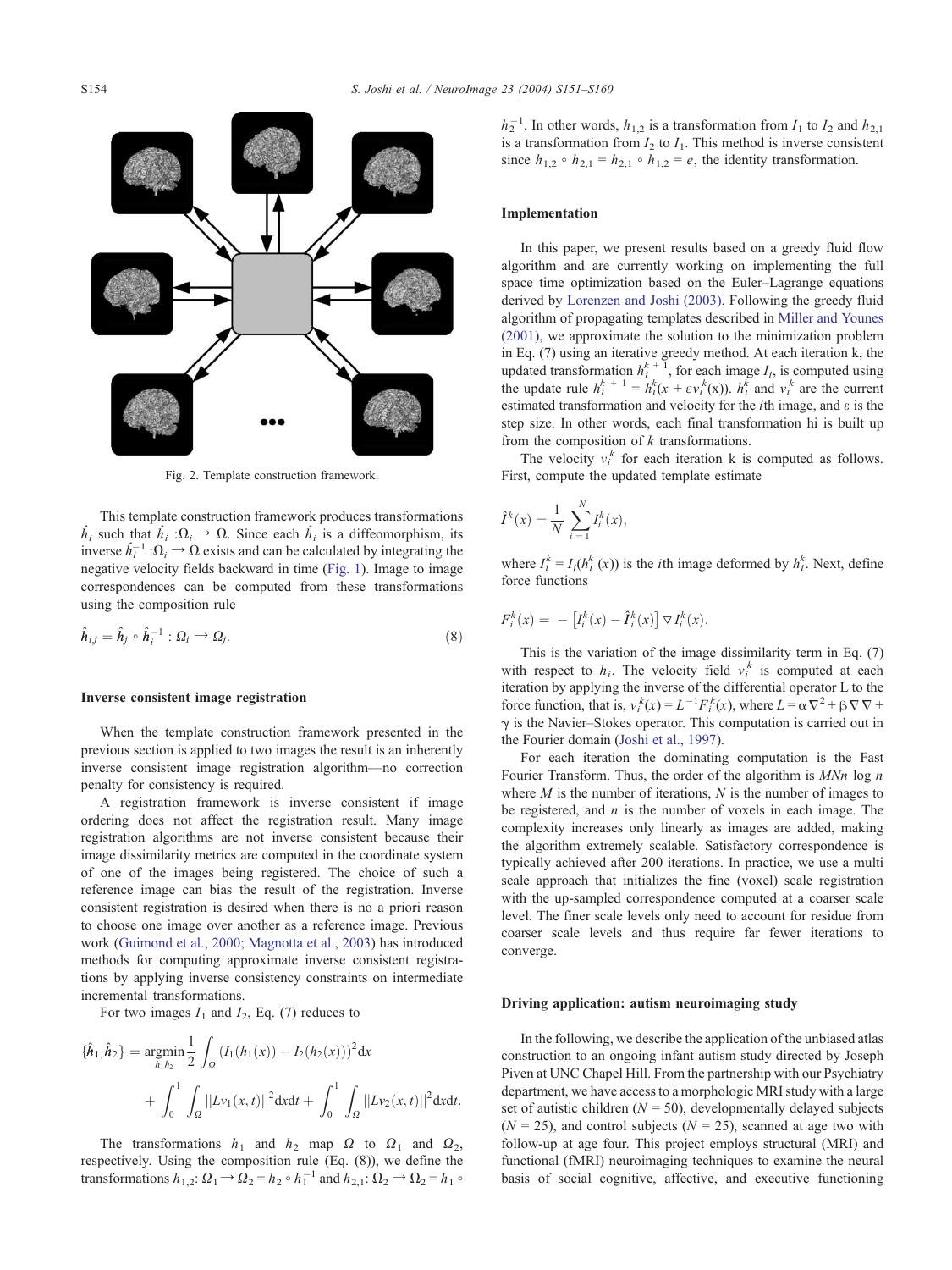Fig. 2. Template construction framework.

This template construction framework produces transformations $\hat{h}_i$ such that $\hat{h}_i : \Omega_i \rightarrow \Omega$. Since each $\hat{h}_i$ is a diffeomorphism, its inverse $\hat{h}_i^{-1} : \Omega_i \rightarrow \Omega$ exists and can be calculated by integrating the negative velocity fields backward in time (Fig. 1). Image to image correspondences can be computed from these transformations using the composition rule

$$\hat{h}_{i,j} = \hat{h}_j \circ \hat{h}_i^{-1} : \Omega_i \rightarrow \Omega_j. \tag{8}$$

### Inverse consistent image registration

When the template construction framework presented in the previous section is applied to two images the result is an inherently inverse consistent image registration algorithm—no correction penalty for consistency is required.

A registration framework is inverse consistent if image ordering does not affect the registration result. Many image registration algorithms are not inverse consistent because their image dissimilarity metrics are computed in the coordinate system of one of the images being registered. The choice of such a reference image can bias the result of the registration. Inverse consistent registration is desired when there is no a priori reason to choose one image over another as a reference image. Previous work (Guimond et al., 2000; Magnotta et al., 2003) has introduced methods for computing approximate inverse consistent registrations by applying inverse consistency constraints on intermediate incremental transformations.

For two images $I_1$ and $I_2$, Eq. (7) reduces to

$$\{\hat{h}_1, \hat{h}_2\} = \underset{h_1 h_2}{\operatorname{argmin}} \frac{1}{2} \int_\Omega (I_1(h_1(x)) - I_2(h_2(x)))^2 \mathrm{d}x + \int_0^1 \int_\Omega ||Lv_1(x,t)||^2 \mathrm{d}x\mathrm{d}t + \int_0^1 \int_\Omega ||Lv_2(x,t)||^2 \mathrm{d}x\mathrm{d}t.$$

The transformations $h_1$ and $h_2$ map $\Omega$ to $\Omega_1$ and $\Omega_2$, respectively. Using the composition rule (Eq. (8)), we define the transformations $h_{1,2}: \Omega_1 \rightarrow \Omega_2 = h_2 \circ h_1^{-1}$ and $h_{2,1}: \Omega_2 \rightarrow \Omega_2 = h_1 \circ h_2^{-1}$. In other words, $h_{1,2}$ is a transformation from $I_1$ to $I_2$ and $h_{2,1}$ is a transformation from $I_2$ to $I_1$. This method is inverse consistent since $h_{1,2} \circ h_{2,1} = h_{2,1} \circ h_{1,2} = e$, the identity transformation.

### Implementation

In this paper, we present results based on a greedy fluid flow algorithm and are currently working on implementing the full space time optimization based on the Euler–Lagrange equations derived by Lorenzen and Joshi (2003). Following the greedy fluid algorithm of propagating templates described in Miller and Younes (2001), we approximate the solution to the minimization problem in Eq. (7) using an iterative greedy method. At each iteration k, the updated transformation $h_i^{k+1}$, for each image $I_i$, is computed using the update rule $h_i^{k+1} = h_i^k(x + \varepsilon v_i^k(x))$. $h_i^k$ and $v_i^k$ are the current estimated transformation and velocity for the $i$th image, and $\varepsilon$ is the step size. In other words, each final transformation hi is built up from the composition of $k$ transformations.

The velocity $v_i^k$ for each iteration k is computed as follows. First, compute the updated template estimate

$$\hat{I}^k(x) = \frac{1}{N} \sum_{i=1}^{N} I_i^k(x),$$

where $I_i^k = I_i(h_i^k(x))$ is the $i$th image deformed by $h_i^k$. Next, define force functions

$$F_i^k(x) = -\left[I_i^k(x) - \hat{I}_i^k(x)\right] \nabla I_i^k(x).$$

This is the variation of the image dissimilarity term in Eq. (7) with respect to $h_i$. The velocity field $v_i^k$ is computed at each iteration by applying the inverse of the differential operator L to the force function, that is, $v_i^k(x) = L^{-1}F_i^k(x)$, where $L = \alpha\nabla^2 + \beta\nabla\nabla + \gamma$ is the Navier–Stokes operator. This computation is carried out in the Fourier domain (Joshi et al., 1997).

For each iteration the dominating computation is the Fast Fourier Transform. Thus, the order of the algorithm is $MNn \log n$ where $M$ is the number of iterations, $N$ is the number of images to be registered, and $n$ is the number of voxels in each image. The complexity increases only linearly as images are added, making the algorithm extremely scalable. Satisfactory correspondence is typically achieved after 200 iterations. In practice, we use a multi scale approach that initializes the fine (voxel) scale registration with the up-sampled correspondence computed at a coarser scale level. The finer scale levels only need to account for residue from coarser scale levels and thus require far fewer iterations to converge.

### Driving application: autism neuroimaging study

In the following, we describe the application of the unbiased atlas construction to an ongoing infant autism study directed by Joseph Piven at UNC Chapel Hill. From the partnership with our Psychiatry department, we have access to a morphologic MRI study with a large set of autistic children ($N = 50$), developmentally delayed subjects ($N = 25$), and control subjects ($N = 25$), scanned at age two with follow-up at age four. This project employs structural (MRI) and functional (fMRI) neuroimaging techniques to examine the neural basis of social cognitive, affective, and executive functioning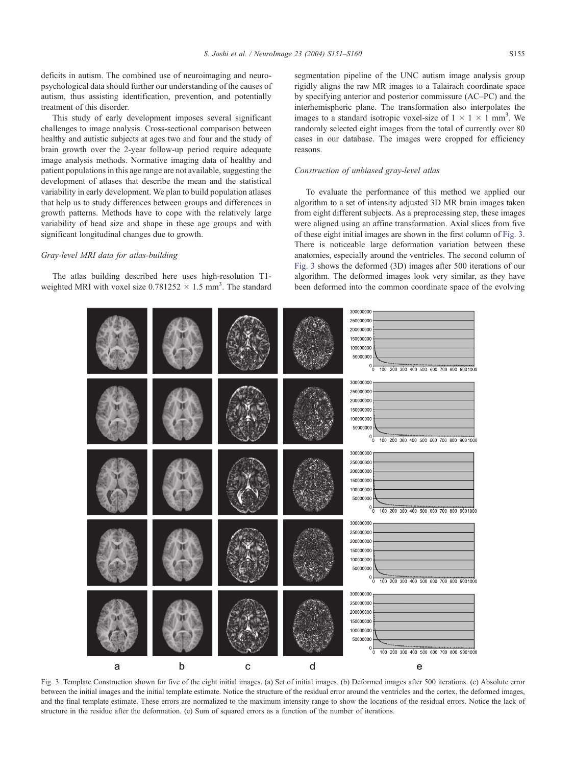deficits in autism. The combined use of neuroimaging and neuropsychological data should further our understanding of the causes of autism, thus assisting identification, prevention, and potentially treatment of this disorder.

This study of early development imposes several significant challenges to image analysis. Cross-sectional comparison between healthy and autistic subjects at ages two and four and the study of brain growth over the 2-year follow-up period require adequate image analysis methods. Normative imaging data of healthy and patient populations in this age range are not available, suggesting the development of atlases that describe the mean and the statistical variability in early development. We plan to build population atlases that help us to study differences between groups and differences in growth patterns. Methods have to cope with the relatively large variability of head size and shape in these age groups and with significant longitudinal changes due to growth.

### *Gray-level MRI data for atlas-building*

The atlas building described here uses high-resolution T1-weighted MRI with voxel size $0.781252 \times 1.5$ mm$^3$. The standard segmentation pipeline of the UNC autism image analysis group rigidly aligns the raw MR images to a Talairach coordinate space by specifying anterior and posterior commissure (AC–PC) and the interhemispheric plane. The transformation also interpolates the images to a standard isotropic voxel-size of $1 \times 1 \times 1$ mm$^3$. We randomly selected eight images from the total of currently over 80 cases in our database. The images were cropped for efficiency reasons.

### *Construction of unbiased gray-level atlas*

To evaluate the performance of this method we applied our algorithm to a set of intensity adjusted 3D MR brain images taken from eight different subjects. As a preprocessing step, these images were aligned using an affine transformation. Axial slices from five of these eight initial images are shown in the first column of Fig. 3. There is noticeable large deformation variation between these anatomies, especially around the ventricles. The second column of Fig. 3 shows the deformed (3D) images after 500 iterations of our algorithm. The deformed images look very similar, as they have been deformed into the common coordinate space of the evolving

Fig. 3. Template Construction shown for five of the eight initial images. (a) Set of initial images. (b) Deformed images after 500 iterations. (c) Absolute error between the initial images and the initial template estimate. Notice the structure of the residual error around the ventricles and the cortex, the deformed images, and the final template estimate. These errors are normalized to the maximum intensity range to show the locations of the residual errors. Notice the lack of structure in the residue after the deformation. (e) Sum of squared errors as a function of the number of iterations.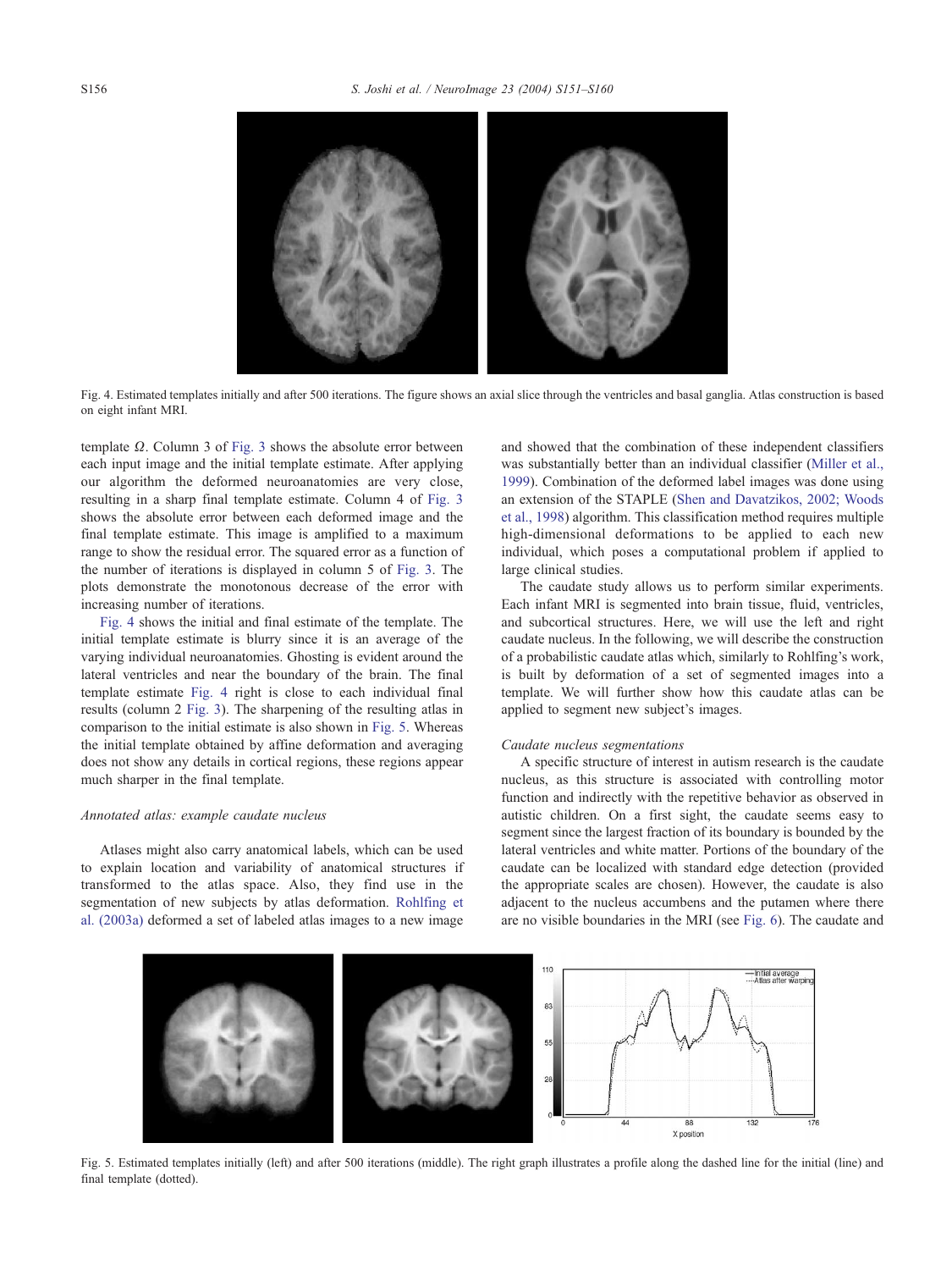Fig. 4. Estimated templates initially and after 500 iterations. The figure shows an axial slice through the ventricles and basal ganglia. Atlas construction is based on eight infant MRI.

template $\Omega$. Column 3 of Fig. 3 shows the absolute error between each input image and the initial template estimate. After applying our algorithm the deformed neuroanatomies are very close, resulting in a sharp final template estimate. Column 4 of Fig. 3 shows the absolute error between each deformed image and the final template estimate. This image is amplified to a maximum range to show the residual error. The squared error as a function of the number of iterations is displayed in column 5 of Fig. 3. The plots demonstrate the monotonous decrease of the error with increasing number of iterations.

Fig. 4 shows the initial and final estimate of the template. The initial template estimate is blurry since it is an average of the varying individual neuroanatomies. Ghosting is evident around the lateral ventricles and near the boundary of the brain. The final template estimate Fig. 4 right is close to each individual final results (column 2 Fig. 3). The sharpening of the resulting atlas in comparison to the initial estimate is also shown in Fig. 5. Whereas the initial template obtained by affine deformation and averaging does not show any details in cortical regions, these regions appear much sharper in the final template.

### *Annotated atlas: example caudate nucleus*

Atlases might also carry anatomical labels, which can be used to explain location and variability of anatomical structures if transformed to the atlas space. Also, they find use in the segmentation of new subjects by atlas deformation. Rohlfing et al. (2003a) deformed a set of labeled atlas images to a new image and showed that the combination of these independent classifiers was substantially better than an individual classifier (Miller et al., 1999). Combination of the deformed label images was done using an extension of the STAPLE (Shen and Davatzikos, 2002; Woods et al., 1998) algorithm. This classification method requires multiple high-dimensional deformations to be applied to each new individual, which poses a computational problem if applied to large clinical studies.

The caudate study allows us to perform similar experiments. Each infant MRI is segmented into brain tissue, fluid, ventricles, and subcortical structures. Here, we will use the left and right caudate nucleus. In the following, we will describe the construction of a probabilistic caudate atlas which, similarly to Rohlfing's work, is built by deformation of a set of segmented images into a template. We will further show how this caudate atlas can be applied to segment new subject's images.

### *Caudate nucleus segmentations*

A specific structure of interest in autism research is the caudate nucleus, as this structure is associated with controlling motor function and indirectly with the repetitive behavior as observed in autistic children. On a first sight, the caudate seems easy to segment since the largest fraction of its boundary is bounded by the lateral ventricles and white matter. Portions of the boundary of the caudate can be localized with standard edge detection (provided the appropriate scales are chosen). However, the caudate is also adjacent to the nucleus accumbens and the putamen where there are no visible boundaries in the MRI (see Fig. 6). The caudate and

Fig. 5. Estimated templates initially (left) and after 500 iterations (middle). The right graph illustrates a profile along the dashed line for the initial (line) and final template (dotted).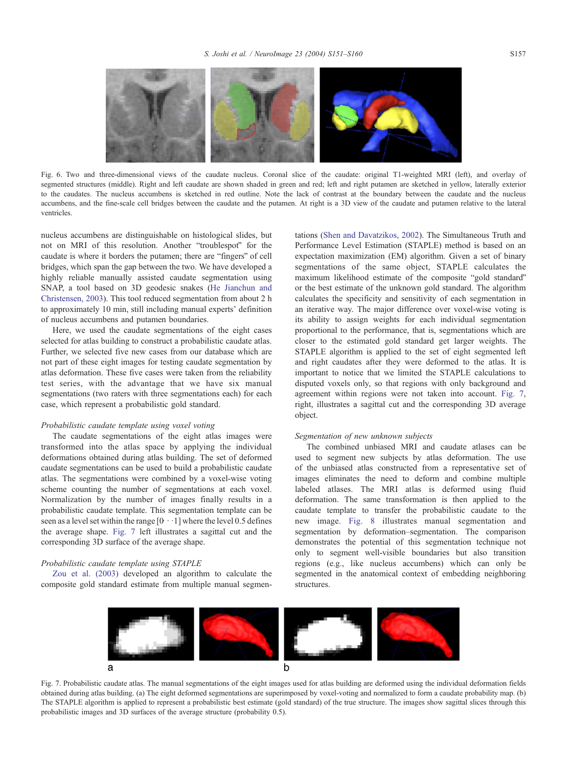Fig. 6. Two and three-dimensional views of the caudate nucleus. Coronal slice of the caudate: original T1-weighted MRI (left), and overlay of segmented structures (middle). Right and left caudate are shown shaded in green and red; left and right putamen are sketched in yellow, laterally exterior to the caudates. The nucleus accumbens is sketched in red outline. Note the lack of contrast at the boundary between the caudate and the nucleus accumbens, and the fine-scale cell bridges between the caudate and the putamen. At right is a 3D view of the caudate and putamen relative to the lateral ventricles.

nucleus accumbens are distinguishable on histological slides, but not on MRI of this resolution. Another "troublespot" for the caudate is where it borders the putamen; there are "fingers" of cell bridges, which span the gap between the two. We have developed a highly reliable manually assisted caudate segmentation using SNAP, a tool based on 3D geodesic snakes (He Jianchun and Christensen, 2003). This tool reduced segmentation from about 2 h to approximately 10 min, still including manual experts' definition of nucleus accumbens and putamen boundaries.

Here, we used the caudate segmentations of the eight cases selected for atlas building to construct a probabilistic caudate atlas. Further, we selected five new cases from our database which are not part of these eight images for testing caudate segmentation by atlas deformation. These five cases were taken from the reliability test series, with the advantage that we have six manual segmentations (two raters with three segmentations each) for each case, which represent a probabilistic gold standard.

*Probabilistic caudate template using voxel voting*

The caudate segmentations of the eight atlas images were transformed into the atlas space by applying the individual deformations obtained during atlas building. The set of deformed caudate segmentations can be used to build a probabilistic caudate atlas. The segmentations were combined by a voxel-wise voting scheme counting the number of segmentations at each voxel. Normalization by the number of images finally results in a probabilistic caudate template. This segmentation template can be seen as a level set within the range $[0 \cdots 1]$ where the level 0.5 defines the average shape. Fig. 7 left illustrates a sagittal cut and the corresponding 3D surface of the average shape.

*Probabilistic caudate template using STAPLE*

Zou et al. (2003) developed an algorithm to calculate the composite gold standard estimate from multiple manual segmentations (Shen and Davatzikos, 2002). The Simultaneous Truth and Performance Level Estimation (STAPLE) method is based on an expectation maximization (EM) algorithm. Given a set of binary segmentations of the same object, STAPLE calculates the maximum likelihood estimate of the composite "gold standard" or the best estimate of the unknown gold standard. The algorithm calculates the specificity and sensitivity of each segmentation in an iterative way. The major difference over voxel-wise voting is its ability to assign weights for each individual segmentation proportional to the performance, that is, segmentations which are closer to the estimated gold standard get larger weights. The STAPLE algorithm is applied to the set of eight segmented left and right caudates after they were deformed to the atlas. It is important to notice that we limited the STAPLE calculations to disputed voxels only, so that regions with only background and agreement within regions were not taken into account. Fig. 7, right, illustrates a sagittal cut and the corresponding 3D average object.

*Segmentation of new unknown subjects*

The combined unbiased MRI and caudate atlases can be used to segment new subjects by atlas deformation. The use of the unbiased atlas constructed from a representative set of images eliminates the need to deform and combine multiple labeled atlases. The MRI atlas is deformed using fluid deformation. The same transformation is then applied to the caudate template to transfer the probabilistic caudate to the new image. Fig. 8 illustrates manual segmentation and segmentation by deformation–segmentation. The comparison demonstrates the potential of this segmentation technique not only to segment well-visible boundaries but also transition regions (e.g., like nucleus accumbens) which can only be segmented in the anatomical context of embedding neighboring structures.

Fig. 7. Probabilistic caudate atlas. The manual segmentations of the eight images used for atlas building are deformed using the individual deformation fields obtained during atlas building. (a) The eight deformed segmentations are superimposed by voxel-voting and normalized to form a caudate probability map. (b) The STAPLE algorithm is applied to represent a probabilistic best estimate (gold standard) of the true structure. The images show sagittal slices through this probabilistic images and 3D surfaces of the average structure (probability 0.5).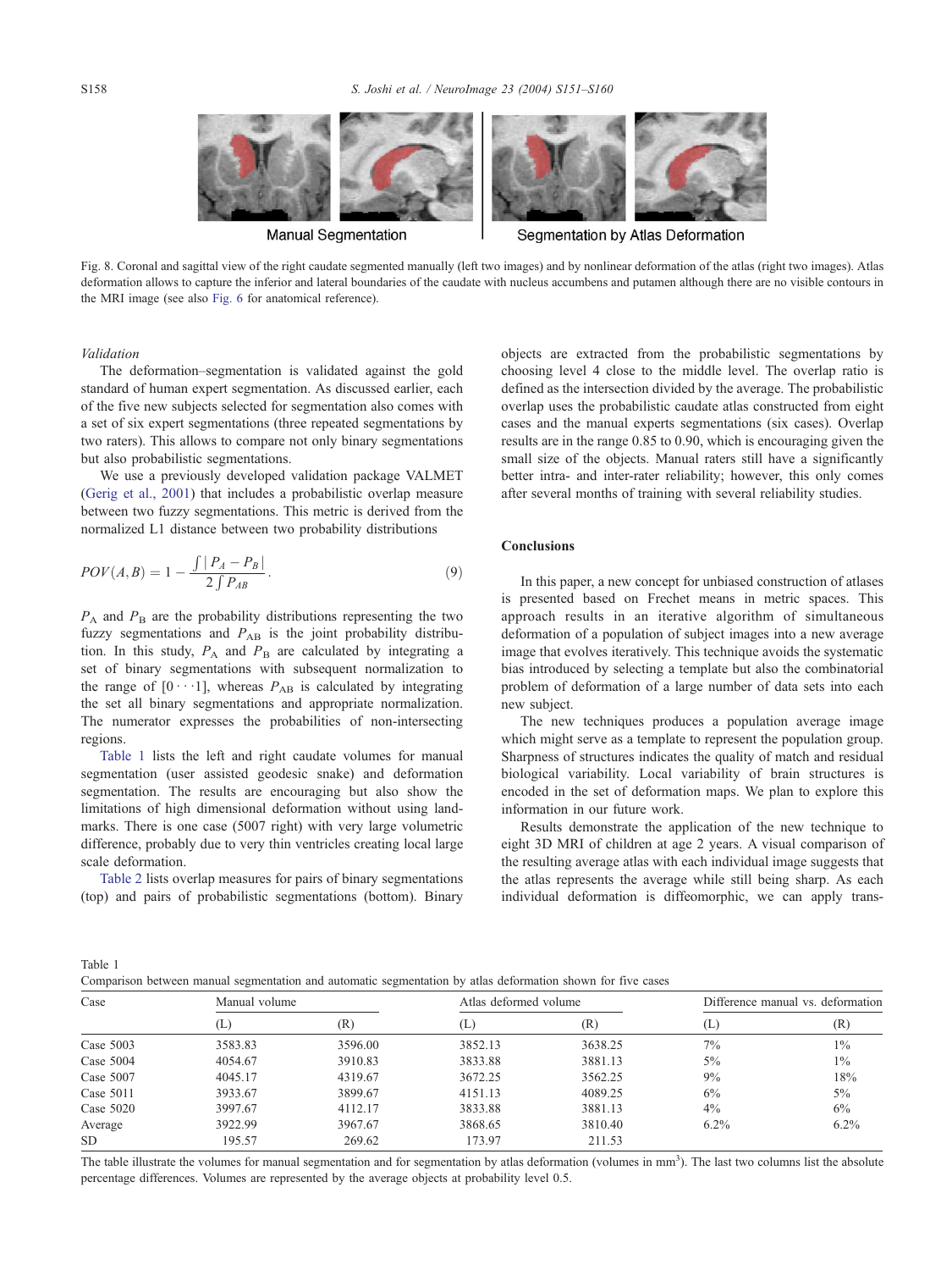Manual Segmentation

Segmentation by Atlas Deformation

Fig. 8. Coronal and sagittal view of the right caudate segmented manually (left two images) and by nonlinear deformation of the atlas (right two images). Atlas deformation allows to capture the inferior and lateral boundaries of the caudate with nucleus accumbens and putamen although there are no visible contours in the MRI image (see also Fig. 6 for anatomical reference).

*Validation*

The deformation–segmentation is validated against the gold standard of human expert segmentation. As discussed earlier, each of the five new subjects selected for segmentation also comes with a set of six expert segmentations (three repeated segmentations by two raters). This allows to compare not only binary segmentations but also probabilistic segmentations.

We use a previously developed validation package VALMET (Gerig et al., 2001) that includes a probabilistic overlap measure between two fuzzy segmentations. This metric is derived from the normalized L1 distance between two probability distributions

$$POV(A,B) = 1 - \frac{\int |P_A - P_B|}{2\int P_{AB}}. \tag{9}$$

$P_A$ and $P_B$ are the probability distributions representing the two fuzzy segmentations and $P_{AB}$ is the joint probability distribution. In this study, $P_A$ and $P_B$ are calculated by integrating a set of binary segmentations with subsequent normalization to the range of $[0 \cdots 1]$, whereas $P_{AB}$ is calculated by integrating the set all binary segmentations and appropriate normalization. The numerator expresses the probabilities of non-intersecting regions.

Table 1 lists the left and right caudate volumes for manual segmentation (user assisted geodesic snake) and deformation segmentation. The results are encouraging but also show the limitations of high dimensional deformation without using landmarks. There is one case (5007 right) with very large volumetric difference, probably due to very thin ventricles creating local large scale deformation.

Table 2 lists overlap measures for pairs of binary segmentations (top) and pairs of probabilistic segmentations (bottom). Binary objects are extracted from the probabilistic segmentations by choosing level 4 close to the middle level. The overlap ratio is defined as the intersection divided by the average. The probabilistic overlap uses the probabilistic caudate atlas constructed from eight cases and the manual experts segmentations (six cases). Overlap results are in the range 0.85 to 0.90, which is encouraging given the small size of the objects. Manual raters still have a significantly better intra- and inter-rater reliability; however, this only comes after several months of training with several reliability studies.

## Conclusions

In this paper, a new concept for unbiased construction of atlases is presented based on Frechet means in metric spaces. This approach results in an iterative algorithm of simultaneous deformation of a population of subject images into a new average image that evolves iteratively. This technique avoids the systematic bias introduced by selecting a template but also the combinatorial problem of deformation of a large number of data sets into each new subject.

The new techniques produces a population average image which might serve as a template to represent the population group. Sharpness of structures indicates the quality of match and residual biological variability. Local variability of brain structures is encoded in the set of deformation maps. We plan to explore this information in our future work.

Results demonstrate the application of the new technique to eight 3D MRI of children at age 2 years. A visual comparison of the resulting average atlas with each individual image suggests that the atlas represents the average while still being sharp. As each individual deformation is diffeomorphic, we can apply trans-

Table 1
Comparison between manual segmentation and automatic segmentation by atlas deformation shown for five cases

| Case | Manual volume | | Atlas deformed volume | | Difference manual vs. deformation | |
|---|---|---|---|---|---|---|
| | (L) | (R) | (L) | (R) | (L) | (R) |
| Case 5003 | 3583.83 | 3596.00 | 3852.13 | 3638.25 | 7% | 1% |
| Case 5004 | 4054.67 | 3910.83 | 3833.88 | 3881.13 | 5% | 1% |
| Case 5007 | 4045.17 | 4319.67 | 3672.25 | 3562.25 | 9% | 18% |
| Case 5011 | 3933.67 | 3899.67 | 4151.13 | 4089.25 | 6% | 5% |
| Case 5020 | 3997.67 | 4112.17 | 3833.88 | 3881.13 | 4% | 6% |
| Average | 3922.99 | 3967.67 | 3868.65 | 3810.40 | 6.2% | 6.2% |
| SD | 195.57 | 269.62 | 173.97 | 211.53 | | |

The table illustrate the volumes for manual segmentation and for segmentation by atlas deformation (volumes in mm$^3$). The last two columns list the absolute percentage differences. Volumes are represented by the average objects at probability level 0.5.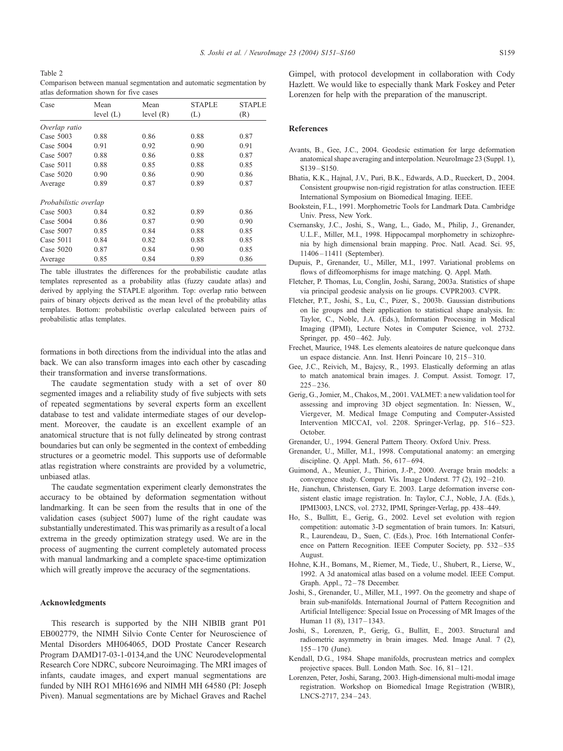Table 2
Comparison between manual segmentation and automatic segmentation by atlas deformation shown for five cases

| Case | Mean level (L) | Mean level (R) | STAPLE (L) | STAPLE (R) |
|---|---|---|---|---|
| *Overlap ratio* | | | | |
| Case 5003 | 0.88 | 0.86 | 0.88 | 0.87 |
| Case 5004 | 0.91 | 0.92 | 0.90 | 0.91 |
| Case 5007 | 0.88 | 0.86 | 0.88 | 0.87 |
| Case 5011 | 0.88 | 0.85 | 0.88 | 0.85 |
| Case 5020 | 0.90 | 0.86 | 0.90 | 0.86 |
| Average | 0.89 | 0.87 | 0.89 | 0.87 |
| *Probabilistic overlap* | | | | |
| Case 5003 | 0.84 | 0.82 | 0.89 | 0.86 |
| Case 5004 | 0.86 | 0.87 | 0.90 | 0.90 |
| Case 5007 | 0.85 | 0.84 | 0.88 | 0.85 |
| Case 5011 | 0.84 | 0.82 | 0.88 | 0.85 |
| Case 5020 | 0.87 | 0.84 | 0.90 | 0.85 |
| Average | 0.85 | 0.84 | 0.89 | 0.86 |

The table illustrates the differences for the probabilistic caudate atlas templates represented as a probability atlas (fuzzy caudate atlas) and derived by applying the STAPLE algorithm. Top: overlap ratio between pairs of binary objects derived as the mean level of the probability atlas templates. Bottom: probabilistic overlap calculated between pairs of probabilistic atlas templates.

formations in both directions from the individual into the atlas and back. We can also transform images into each other by cascading their transformation and inverse transformations.

The caudate segmentation study with a set of over 80 segmented images and a reliability study of five subjects with sets of repeated segmentations by several experts form an excellent database to test and validate intermediate stages of our development. Moreover, the caudate is an excellent example of an anatomical structure that is not fully delineated by strong contrast boundaries but can only be segmented in the context of embedding structures or a geometric model. This supports use of deformable atlas registration where constraints are provided by a volumetric, unbiased atlas.

The caudate segmentation experiment clearly demonstrates the accuracy to be obtained by deformation segmentation without landmarking. It can be seen from the results that in one of the validation cases (subject 5007) lume of the right caudate was substantially underestimated. This was primarily as a result of a local extrema in the greedy optimization strategy used. We are in the process of augmenting the current completely automated process with manual landmarking and a complete space-time optimization which will greatly improve the accuracy of the segmentations.

## Acknowledgments

This research is supported by the NIH NIBIB grant P01 EB002779, the NIMH Silvio Conte Center for Neuroscience of Mental Disorders MH064065, DOD Prostate Cancer Research Program DAMD17-03-1-0134,and the UNC Neurodevelopmental Research Core NDRC, subcore Neuroimaging. The MRI images of infants, caudate images, and expert manual segmentations are funded by NIH RO1 MH61696 and NIMH MH 64580 (PI: Joseph Piven). Manual segmentations are by Michael Graves and Rachel Gimpel, with protocol development in collaboration with Cody Hazlett. We would like to especially thank Mark Foskey and Peter Lorenzen for help with the preparation of the manuscript.

## References

Avants, B., Gee, J.C., 2004. Geodesic estimation for large deformation anatomical shape averaging and interpolation. NeuroImage 23 (Suppl. 1), S139–S150.

Bhatia, K.K., Hajnal, J.V., Puri, B.K., Edwards, A.D., Rueckert, D., 2004. Consistent groupwise non-rigid registration for atlas construction. IEEE International Symposium on Biomedical Imaging. IEEE.

Bookstein, F.L., 1991. Morphometric Tools for Landmark Data. Cambridge Univ. Press, New York.

Csernansky, J.C., Joshi, S., Wang, L., Gado, M., Philip, J., Grenander, U.L.F., Miller, M.I., 1998. Hippocampal morphometry in schizophrenia by high dimensional brain mapping. Proc. Natl. Acad. Sci. 95, 11406–11411 (September).

Dupuis, P., Grenander, U., Miller, M.I., 1997. Variational problems on flows of diffeomorphisms for image matching. Q. Appl. Math.

Fletcher, P. Thomas, Lu, Conglin, Joshi, Sarang, 2003a. Statistics of shape via principal geodesic analysis on lie groups. CVPR2003. CVPR.

Fletcher, P.T., Joshi, S., Lu, C., Pizer, S., 2003b. Gaussian distributions on lie groups and their application to statistical shape analysis. In: Taylor, C., Noble, J.A. (Eds.), Information Processing in Medical Imaging (IPMI), Lecture Notes in Computer Science, vol. 2732. Springer, pp. 450–462. July.

Frechet, Maurice, 1948. Les elements aleatoires de nature quelconque dans un espace distancie. Ann. Inst. Henri Poincare 10, 215–310.

Gee, J.C., Reivich, M., Bajcsy, R., 1993. Elastically deforming an atlas to match anatomical brain images. J. Comput. Assist. Tomogr. 17, 225–236.

Gerig, G., Jomier, M., Chakos, M., 2001. VALMET: a new validation tool for assessing and improving 3D object segmentation. In: Niessen, W., Viergever, M. Medical Image Computing and Computer-Assisted Intervention MICCAI, vol. 2208. Springer-Verlag, pp. 516–523. October.

Grenander, U., 1994. General Pattern Theory. Oxford Univ. Press.

Grenander, U., Miller, M.I., 1998. Computational anatomy: an emerging discipline. Q. Appl. Math. 56, 617–694.

Guimond, A., Meunier, J., Thirion, J.-P., 2000. Average brain models: a convergence study. Comput. Vis. Image Underst. 77 (2), 192–210.

He, Jianchun, Christensen, Gary E. 2003. Large deformation inverse consistent elastic image registration. In: Taylor, C.J., Noble, J.A. (Eds.), IPMI3003, LNCS, vol. 2732, IPMI, Springer-Verlag, pp. 438–449.

Ho, S., Bullitt, E., Gerig, G., 2002. Level set evolution with region competition: automatic 3-D segmentation of brain tumors. In: Katsuri, R., Laurendeau, D., Suen, C. (Eds.), Proc. 16th International Conference on Pattern Recognition. IEEE Computer Society, pp. 532–535 August.

Hohne, K.H., Bomans, M., Riemer, M., Tiede, U., Shubert, R., Lierse, W., 1992. A 3d anatomical atlas based on a volume model. IEEE Comput. Graph. Appl., 72–78 December.

Joshi, S., Grenander, U., Miller, M.I., 1997. On the geometry and shape of brain sub-manifolds. International Journal of Pattern Recognition and Artificial Intelligence: Special Issue on Processing of MR Images of the Human 11 (8), 1317–1343.

Joshi, S., Lorenzen, P., Gerig, G., Bullitt, E., 2003. Structural and radiometric asymmetry in brain images. Med. Image Anal. 7 (2), 155–170 (June).

Kendall, D.G., 1984. Shape manifolds, procrustean metrics and complex projective spaces. Bull. London Math. Soc. 16, 81–121.

Lorenzen, Peter, Joshi, Sarang, 2003. High-dimensional multi-modal image registration. Workshop on Biomedical Image Registration (WBIR), LNCS-2717, 234–243.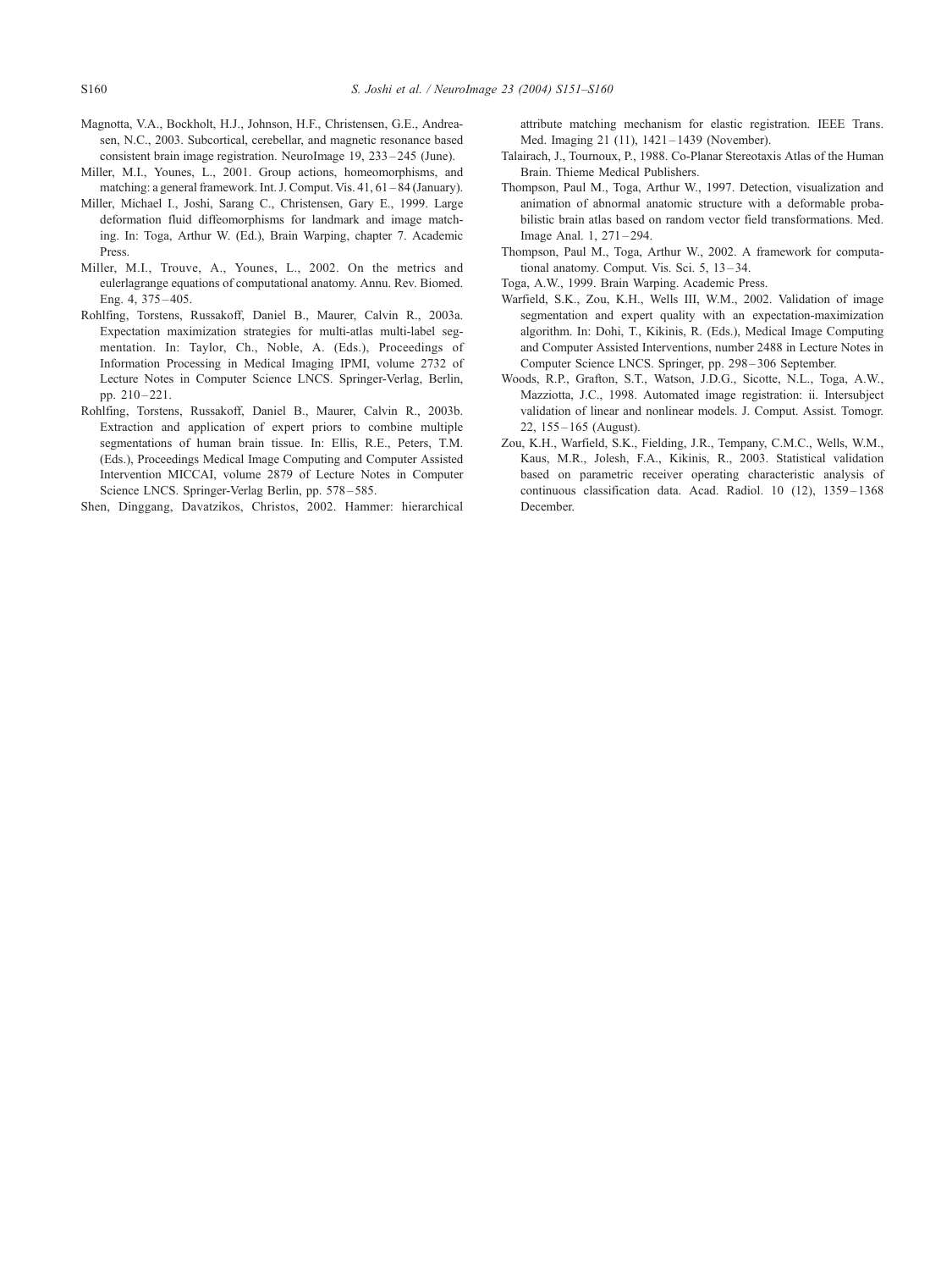Magnotta, V.A., Bockholt, H.J., Johnson, H.F., Christensen, G.E., Andreasen, N.C., 2003. Subcortical, cerebellar, and magnetic resonance based consistent brain image registration. NeuroImage 19, 233–245 (June).

Miller, M.I., Younes, L., 2001. Group actions, homeomorphisms, and matching: a general framework. Int. J. Comput. Vis. 41, 61–84 (January).

Miller, Michael I., Joshi, Sarang C., Christensen, Gary E., 1999. Large deformation fluid diffeomorphisms for landmark and image matching. In: Toga, Arthur W. (Ed.), Brain Warping, chapter 7. Academic Press.

Miller, M.I., Trouve, A., Younes, L., 2002. On the metrics and eulerlagrange equations of computational anatomy. Annu. Rev. Biomed. Eng. 4, 375–405.

Rohlfing, Torstens, Russakoff, Daniel B., Maurer, Calvin R., 2003a. Expectation maximization strategies for multi-atlas multi-label segmentation. In: Taylor, Ch., Noble, A. (Eds.), Proceedings of Information Processing in Medical Imaging IPMI, volume 2732 of Lecture Notes in Computer Science LNCS. Springer-Verlag, Berlin, pp. 210–221.

Rohlfing, Torstens, Russakoff, Daniel B., Maurer, Calvin R., 2003b. Extraction and application of expert priors to combine multiple segmentations of human brain tissue. In: Ellis, R.E., Peters, T.M. (Eds.), Proceedings Medical Image Computing and Computer Assisted Intervention MICCAI, volume 2879 of Lecture Notes in Computer Science LNCS. Springer-Verlag Berlin, pp. 578–585.

Shen, Dinggang, Davatzikos, Christos, 2002. Hammer: hierarchical attribute matching mechanism for elastic registration. IEEE Trans. Med. Imaging 21 (11), 1421–1439 (November).

Talairach, J., Tournoux, P., 1988. Co-Planar Stereotaxis Atlas of the Human Brain. Thieme Medical Publishers.

Thompson, Paul M., Toga, Arthur W., 1997. Detection, visualization and animation of abnormal anatomic structure with a deformable probabilistic brain atlas based on random vector field transformations. Med. Image Anal. 1, 271–294.

Thompson, Paul M., Toga, Arthur W., 2002. A framework for computational anatomy. Comput. Vis. Sci. 5, 13–34.

Toga, A.W., 1999. Brain Warping. Academic Press.

Warfield, S.K., Zou, K.H., Wells III, W.M., 2002. Validation of image segmentation and expert quality with an expectation-maximization algorithm. In: Dohi, T., Kikinis, R. (Eds.), Medical Image Computing and Computer Assisted Interventions, number 2488 in Lecture Notes in Computer Science LNCS. Springer, pp. 298–306 September.

Woods, R.P., Grafton, S.T., Watson, J.D.G., Sicotte, N.L., Toga, A.W., Mazziotta, J.C., 1998. Automated image registration: ii. Intersubject validation of linear and nonlinear models. J. Comput. Assist. Tomogr. 22, 155–165 (August).

Zou, K.H., Warfield, S.K., Fielding, J.R., Tempany, C.M.C., Wells, W.M., Kaus, M.R., Jolesh, F.A., Kikinis, R., 2003. Statistical validation based on parametric receiver operating characteristic analysis of continuous classification data. Acad. Radiol. 10 (12), 1359–1368 December.